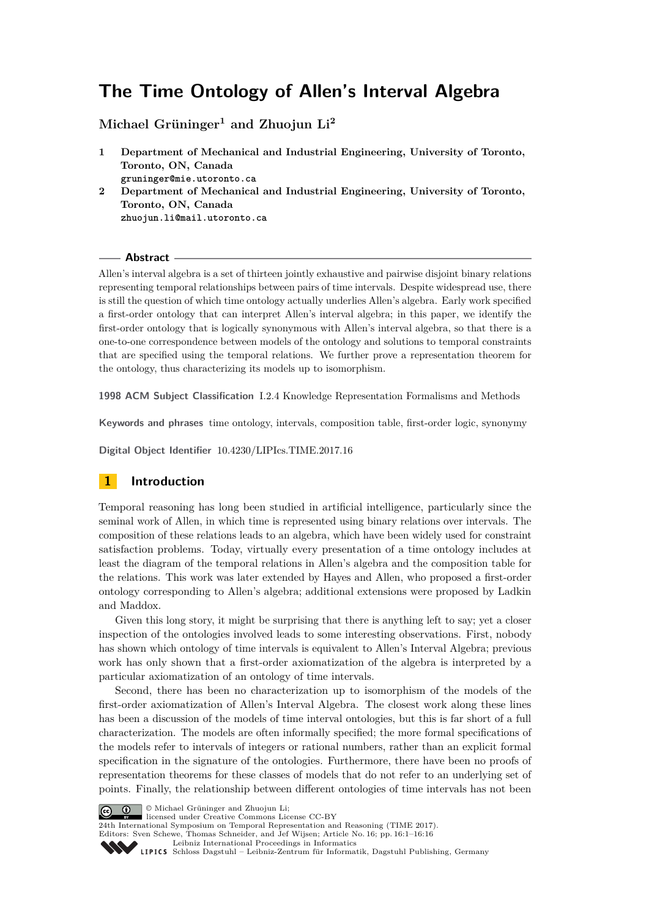# The Time Ontology of Allen's Interval Algebra

**Michael Grüninger[1] and Zhuojun Li[2]**

1. **Department of Mechanical and Industrial Engineering, University of Toronto, Toronto, ON, Canada**
   gruninger@mie.utoronto.ca
2. **Department of Mechanical and Industrial Engineering, University of Toronto, Toronto, ON, Canada**
   zhuojun.li@mail.utoronto.ca

## Abstract

Allen's interval algebra is a set of thirteen jointly exhaustive and pairwise disjoint binary relations representing temporal relationships between pairs of time intervals. Despite widespread use, there is still the question of which time ontology actually underlies Allen's algebra. Early work specified a first-order ontology that can interpret Allen's interval algebra; in this paper, we identify the first-order ontology that is logically synonymous with Allen's interval algebra, so that there is a one-to-one correspondence between models of the ontology and solutions to temporal constraints that are specified using the temporal relations. We further prove a representation theorem for the ontology, thus characterizing its models up to isomorphism.

**1998 ACM Subject Classification** I.2.4 Knowledge Representation Formalisms and Methods

**Keywords and phrases** time ontology, intervals, composition table, first-order logic, synonymy

**Digital Object Identifier** 10.4230/LIPIcs.TIME.2017.16

## 1 Introduction

Temporal reasoning has long been studied in artificial intelligence, particularly since the seminal work of Allen, in which time is represented using binary relations over intervals. The composition of these relations leads to an algebra, which have been widely used for constraint satisfaction problems. Today, virtually every presentation of a time ontology includes at least the diagram of the temporal relations in Allen's algebra and the composition table for the relations. This work was later extended by Hayes and Allen, who proposed a first-order ontology corresponding to Allen's algebra; additional extensions were proposed by Ladkin and Maddox.

Given this long story, it might be surprising that there is anything left to say; yet a closer inspection of the ontologies involved leads to some interesting observations. First, nobody has shown which ontology of time intervals is equivalent to Allen's Interval Algebra; previous work has only shown that a first-order axiomatization of the algebra is interpreted by a particular axiomatization of an ontology of time intervals.

Second, there has been no characterization up to isomorphism of the models of the first-order axiomatization of Allen's Interval Algebra. The closest work along these lines has been a discussion of the models of time interval ontologies, but this is far short of a full characterization. The models are often informally specified; the more formal specifications of the models refer to intervals of integers or rational numbers, rather than an explicit formal specification in the signature of the ontologies. Furthermore, there have been no proofs of representation theorems for these classes of models that do not refer to an underlying set of points. Finally, the relationship between different ontologies of time intervals has not been

© Michael Grüninger and Zhuojun Li;
licensed under Creative Commons License CC-BY
24th International Symposium on Temporal Representation and Reasoning (TIME 2017).
Editors: Sven Schewe, Thomas Schneider, and Jef Wijsen; Article No. 16; pp. 16:1–16:16
Leibniz International Proceedings in Informatics
Schloss Dagstuhl – Leibniz-Zentrum für Informatik, Dagstuhl Publishing, Germany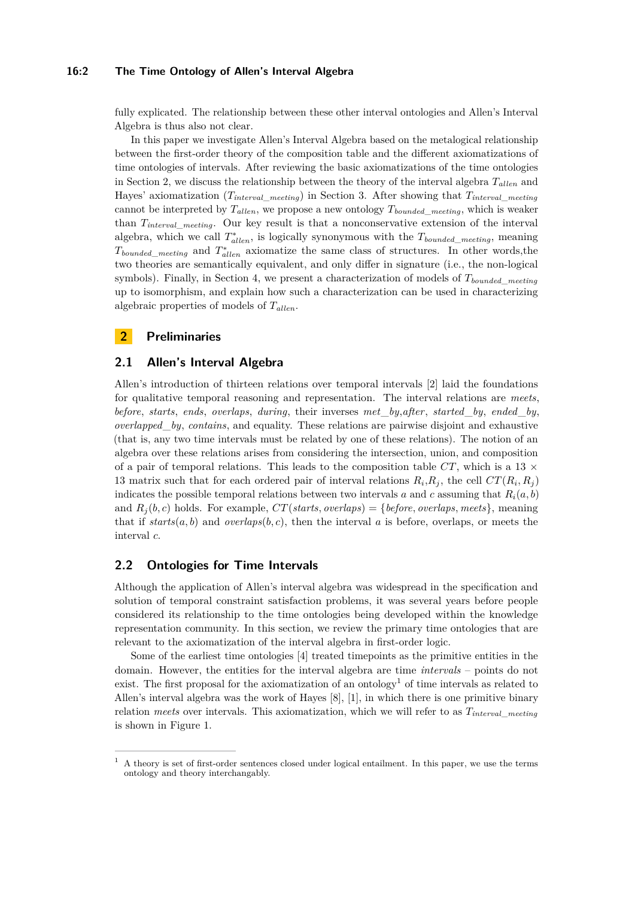fully explicated. The relationship between these other interval ontologies and Allen's Interval Algebra is thus also not clear.

In this paper we investigate Allen's Interval Algebra based on the metalogical relationship between the first-order theory of the composition table and the different axiomatizations of time ontologies of intervals. After reviewing the basic axiomatizations of the time ontologies in Section 2, we discuss the relationship between the theory of the interval algebra $T_{allen}$ and Hayes' axiomatization ($T_{interval\_meeting}$) in Section 3. After showing that $T_{interval\_meeting}$ cannot be interpreted by $T_{allen}$, we propose a new ontology $T_{bounded\_meeting}$, which is weaker than $T_{interval\_meeting}$. Our key result is that a nonconservative extension of the interval algebra, which we call $T^{*}_{allen}$, is logically synonymous with the $T_{bounded\_meeting}$, meaning $T_{bounded\_meeting}$ and $T^{*}_{allen}$ axiomatize the same class of structures. In other words,the two theories are semantically equivalent, and only differ in signature (i.e., the non-logical symbols). Finally, in Section 4, we present a characterization of models of $T_{bounded\_meeting}$ up to isomorphism, and explain how such a characterization can be used in characterizing algebraic properties of models of $T_{allen}$.

## 2 Preliminaries

### 2.1 Allen's Interval Algebra

Allen's introduction of thirteen relations over temporal intervals [2] laid the foundations for qualitative temporal reasoning and representation. The interval relations are *meets*, *before*, *starts*, *ends*, *overlaps*, *during*, their inverses *met_by*,*after*, *started_by*, *ended_by*, *overlapped_by*, *contains*, and equality. These relations are pairwise disjoint and exhaustive (that is, any two time intervals must be related by one of these relations). The notion of an algebra over these relations arises from considering the intersection, union, and composition of a pair of temporal relations. This leads to the composition table $CT$, which is a 13 × 13 matrix such that for each ordered pair of interval relations $R_i$,$R_j$, the cell $CT(R_i, R_j)$ indicates the possible temporal relations between two intervals $a$ and $c$ assuming that $R_i(a, b)$ and $R_j(b, c)$ holds. For example, $CT(starts, overlaps) = \{before, overlaps, meets\}$, meaning that if $starts(a, b)$ and $overlaps(b, c)$, then the interval $a$ is before, overlaps, or meets the interval $c$.

### 2.2 Ontologies for Time Intervals

Although the application of Allen's interval algebra was widespread in the specification and solution of temporal constraint satisfaction problems, it was several years before people considered its relationship to the time ontologies being developed within the knowledge representation community. In this section, we review the primary time ontologies that are relevant to the axiomatization of the interval algebra in first-order logic.

Some of the earliest time ontologies [4] treated timepoints as the primitive entities in the domain. However, the entities for the interval algebra are time *intervals* – points do not exist. The first proposal for the axiomatization of an ontology[1] of time intervals as related to Allen's interval algebra was the work of Hayes [8], [1], in which there is one primitive binary relation *meets* over intervals. This axiomatization, which we will refer to as $T_{interval\_meeting}$ is shown in Figure 1.

[1] A theory is set of first-order sentences closed under logical entailment. In this paper, we use the terms ontology and theory interchangably.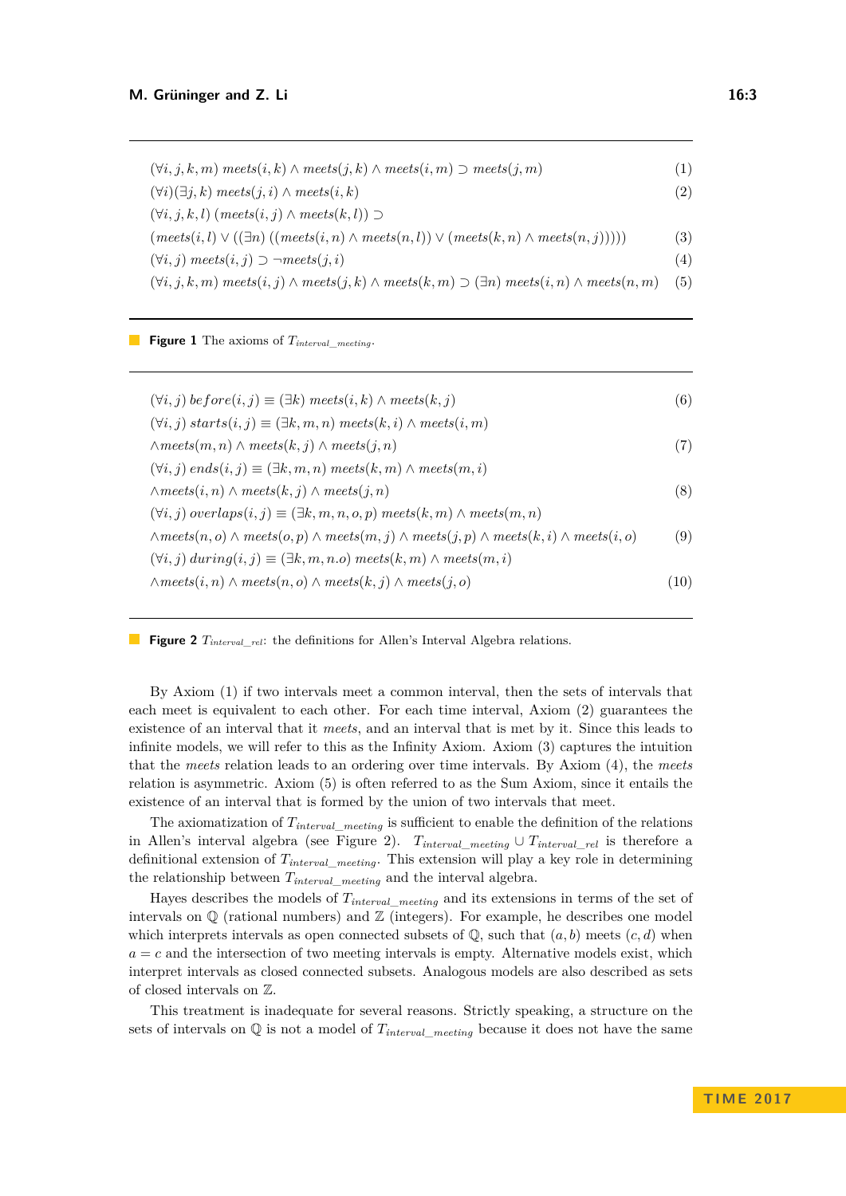$$(\forall i,j,k,m)\ meets(i,k) \wedge meets(j,k) \wedge meets(i,m) \supset meets(j,m) \quad (1)$$

$$(\forall i)(\exists j,k)\ meets(j,i) \wedge meets(i,k) \quad (2)$$

$$(\forall i,j,k,l)\ (meets(i,j) \wedge meets(k,l)) \supset$$
$$(meets(i,l) \vee ((\exists n)\ ((meets(i,n) \wedge meets(n,l)) \vee (meets(k,n) \wedge meets(n,j))))) \quad (3)$$

$$(\forall i,j)\ meets(i,j) \supset \neg meets(j,i) \quad (4)$$

$$(\forall i,j,k,m)\ meets(i,j) \wedge meets(j,k) \wedge meets(k,m) \supset (\exists n)\ meets(i,n) \wedge meets(n,m) \quad (5)$$

**Figure 1** The axioms of $T_{interval\_meeting}$.

$$(\forall i,j)\ before(i,j) \equiv (\exists k)\ meets(i,k) \wedge meets(k,j) \quad (6)$$

$$(\forall i,j)\ starts(i,j) \equiv (\exists k,m,n)\ meets(k,i) \wedge meets(i,m)$$
$$\wedge meets(m,n) \wedge meets(k,j) \wedge meets(j,n) \quad (7)$$

$$(\forall i,j)\ ends(i,j) \equiv (\exists k,m,n)\ meets(k,m) \wedge meets(m,i)$$
$$\wedge meets(i,n) \wedge meets(k,j) \wedge meets(j,n) \quad (8)$$

$$(\forall i,j)\ overlaps(i,j) \equiv (\exists k,m,n,o,p)\ meets(k,m) \wedge meets(m,n)$$
$$\wedge meets(n,o) \wedge meets(o,p) \wedge meets(m,j) \wedge meets(j,p) \wedge meets(k,i) \wedge meets(i,o) \quad (9)$$

$$(\forall i,j)\ during(i,j) \equiv (\exists k,m,n.o)\ meets(k,m) \wedge meets(m,i)$$
$$\wedge meets(i,n) \wedge meets(n,o) \wedge meets(k,j) \wedge meets(j,o) \quad (10)$$

**Figure 2** $T_{interval\_rel}$: the definitions for Allen's Interval Algebra relations.

By Axiom (1) if two intervals meet a common interval, then the sets of intervals that each meet is equivalent to each other. For each time interval, Axiom (2) guarantees the existence of an interval that it *meets*, and an interval that is met by it. Since this leads to infinite models, we will refer to this as the Infinity Axiom. Axiom (3) captures the intuition that the *meets* relation leads to an ordering over time intervals. By Axiom (4), the *meets* relation is asymmetric. Axiom (5) is often referred to as the Sum Axiom, since it entails the existence of an interval that is formed by the union of two intervals that meet.

The axiomatization of $T_{interval\_meeting}$ is sufficient to enable the definition of the relations in Allen's interval algebra (see Figure 2). $T_{interval\_meeting} \cup T_{interval\_rel}$ is therefore a definitional extension of $T_{interval\_meeting}$. This extension will play a key role in determining the relationship between $T_{interval\_meeting}$ and the interval algebra.

Hayes describes the models of $T_{interval\_meeting}$ and its extensions in terms of the set of intervals on $\mathbb{Q}$ (rational numbers) and $\mathbb{Z}$ (integers). For example, he describes one model which interprets intervals as open connected subsets of $\mathbb{Q}$, such that $(a,b)$ meets $(c,d)$ when $a = c$ and the intersection of two meeting intervals is empty. Alternative models exist, which interpret intervals as closed connected subsets. Analogous models are also described as sets of closed intervals on $\mathbb{Z}$.

This treatment is inadequate for several reasons. Strictly speaking, a structure on the sets of intervals on $\mathbb{Q}$ is not a model of $T_{interval\_meeting}$ because it does not have the same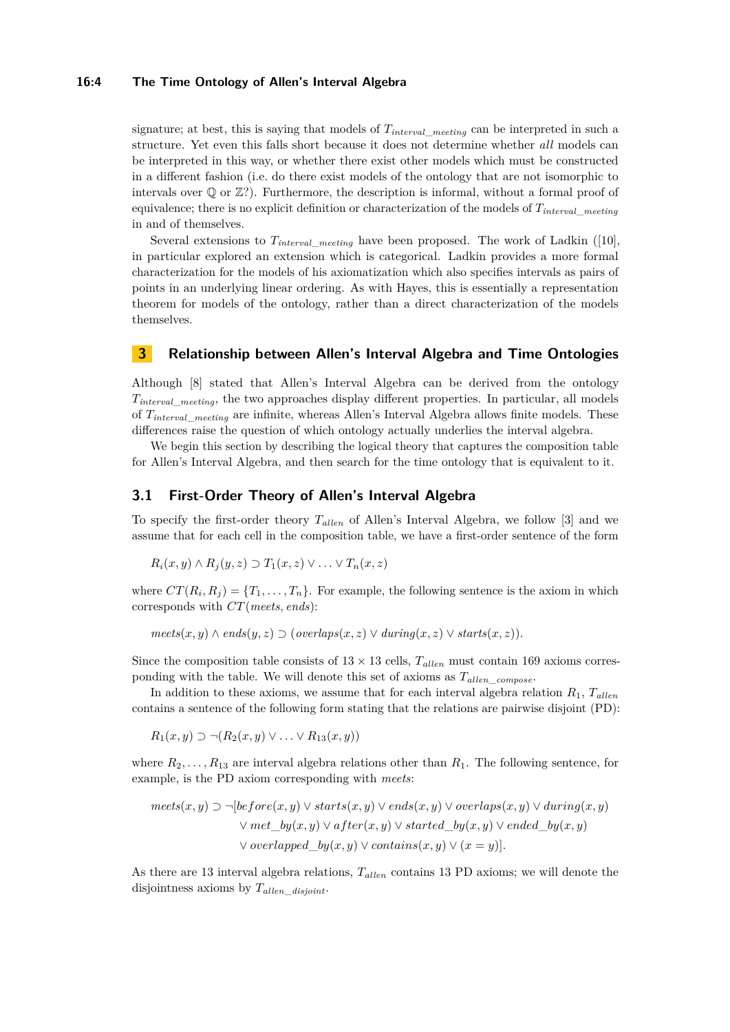signature; at best, this is saying that models of $T_{interval\_meeting}$ can be interpreted in such a structure. Yet even this falls short because it does not determine whether *all* models can be interpreted in this way, or whether there exist other models which must be constructed in a different fashion (i.e. do there exist models of the ontology that are not isomorphic to intervals over $\mathbb{Q}$ or $\mathbb{Z}$?). Furthermore, the description is informal, without a formal proof of equivalence; there is no explicit definition or characterization of the models of $T_{interval\_meeting}$ in and of themselves.

Several extensions to $T_{interval\_meeting}$ have been proposed. The work of Ladkin ([10], in particular explored an extension which is categorical. Ladkin provides a more formal characterization for the models of his axiomatization which also specifies intervals as pairs of points in an underlying linear ordering. As with Hayes, this is essentially a representation theorem for models of the ontology, rather than a direct characterization of the models themselves.

## 3 Relationship between Allen's Interval Algebra and Time Ontologies

Although [8] stated that Allen's Interval Algebra can be derived from the ontology $T_{interval\_meeting}$, the two approaches display different properties. In particular, all models of $T_{interval\_meeting}$ are infinite, whereas Allen's Interval Algebra allows finite models. These differences raise the question of which ontology actually underlies the interval algebra.

We begin this section by describing the logical theory that captures the composition table for Allen's Interval Algebra, and then search for the time ontology that is equivalent to it.

### 3.1 First-Order Theory of Allen's Interval Algebra

To specify the first-order theory $T_{allen}$ of Allen's Interval Algebra, we follow [3] and we assume that for each cell in the composition table, we have a first-order sentence of the form

$$R_i(x, y) \wedge R_j(y, z) \supset T_1(x, z) \vee \ldots \vee T_n(x, z)$$

where $CT(R_i, R_j) = \{T_1, \ldots, T_n\}$. For example, the following sentence is the axiom in which corresponds with $CT(meets, ends)$:

$$meets(x, y) \wedge ends(y, z) \supset (overlaps(x, z) \vee during(x, z) \vee starts(x, z)).$$

Since the composition table consists of $13 \times 13$ cells, $T_{allen}$ must contain 169 axioms corresponding with the table. We will denote this set of axioms as $T_{allen\_compose}$.

In addition to these axioms, we assume that for each interval algebra relation $R_1$, $T_{allen}$ contains a sentence of the following form stating that the relations are pairwise disjoint (PD):

$$R_1(x, y) \supset \neg(R_2(x, y) \vee \ldots \vee R_{13}(x, y))$$

where $R_2, \ldots, R_{13}$ are interval algebra relations other than $R_1$. The following sentence, for example, is the PD axiom corresponding with *meets*:

$$\begin{aligned} meets(x, y) \supset \neg[&before(x, y) \vee starts(x, y) \vee ends(x, y) \vee overlaps(x, y) \vee during(x, y) \\ &\vee met\_by(x, y) \vee after(x, y) \vee started\_by(x, y) \vee ended\_by(x, y) \\ &\vee overlapped\_by(x, y) \vee contains(x, y) \vee (x = y)]. \end{aligned}$$

As there are 13 interval algebra relations, $T_{allen}$ contains 13 PD axioms; we will denote the disjointness axioms by $T_{allen\_disjoint}$.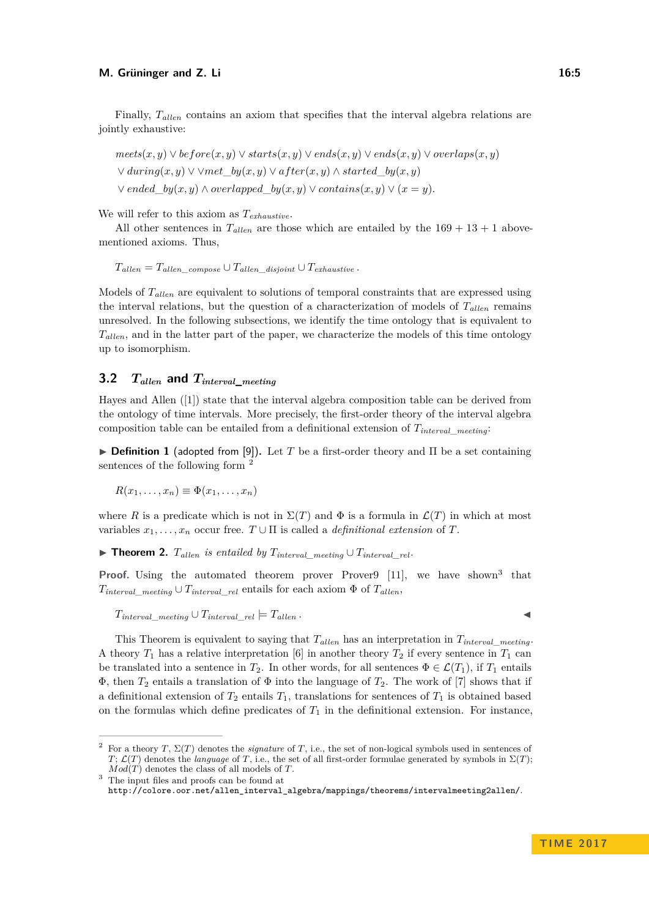Finally, $T_{allen}$ contains an axiom that specifies that the interval algebra relations are jointly exhaustive:

$$meets(x,y) \vee before(x,y) \vee starts(x,y) \vee ends(x,y) \vee ends(x,y) \vee overlaps(x,y)$$
$$\vee\, during(x,y) \vee \vee met\_by(x,y) \vee after(x,y) \wedge started\_by(x,y)$$
$$\vee\, ended\_by(x,y) \wedge overlapped\_by(x,y) \vee contains(x,y) \vee (x = y).$$

We will refer to this axiom as $T_{exhaustive}$.

All other sentences in $T_{allen}$ are those which are entailed by the $169 + 13 + 1$ above-mentioned axioms. Thus,

$$T_{allen} = T_{allen\_compose} \cup T_{allen\_disjoint} \cup T_{exhaustive}.$$

Models of $T_{allen}$ are equivalent to solutions of temporal constraints that are expressed using the interval relations, but the question of a characterization of models of $T_{allen}$ remains unresolved. In the following subsections, we identify the time ontology that is equivalent to $T_{allen}$, and in the latter part of the paper, we characterize the models of this time ontology up to isomorphism.

## 3.2 $T_{allen}$ and $T_{interval\_meeting}$

Hayes and Allen ([1]) state that the interval algebra composition table can be derived from the ontology of time intervals. More precisely, the first-order theory of the interval algebra composition table can be entailed from a definitional extension of $T_{interval\_meeting}$:

▶ **Definition 1** (adopted from [9]). Let $T$ be a first-order theory and $\Pi$ be a set containing sentences of the following form [2]

$$R(x_1, \ldots, x_n) \equiv \Phi(x_1, \ldots, x_n)$$

where $R$ is a predicate which is not in $\Sigma(T)$ and $\Phi$ is a formula in $\mathcal{L}(T)$ in which at most variables $x_1, \ldots, x_n$ occur free. $T \cup \Pi$ is called a *definitional extension* of $T$.

▶ **Theorem 2.** *$T_{allen}$ is entailed by $T_{interval\_meeting} \cup T_{interval\_rel}$.*

**Proof.** Using the automated theorem prover Prover9 [11], we have shown[3] that $T_{interval\_meeting} \cup T_{interval\_rel}$ entails for each axiom $\Phi$ of $T_{allen}$,

$$T_{interval\_meeting} \cup T_{interval\_rel} \models T_{allen}.$$ ◀

This Theorem is equivalent to saying that $T_{allen}$ has an interpretation in $T_{interval\_meeting}$. A theory $T_1$ has a relative interpretation [6] in another theory $T_2$ if every sentence in $T_1$ can be translated into a sentence in $T_2$. In other words, for all sentences $\Phi \in \mathcal{L}(T_1)$, if $T_1$ entails $\Phi$, then $T_2$ entails a translation of $\Phi$ into the language of $T_2$. The work of [7] shows that if a definitional extension of $T_2$ entails $T_1$, translations for sentences of $T_1$ is obtained based on the formulas which define predicates of $T_1$ in the definitional extension. For instance,

---

[2] For a theory $T$, $\Sigma(T)$ denotes the *signature* of $T$, i.e., the set of non-logical symbols used in sentences of $T$; $\mathcal{L}(T)$ denotes the *language* of $T$, i.e., the set of all first-order formulae generated by symbols in $\Sigma(T)$; $Mod(T)$ denotes the class of all models of $T$.

[3] The input files and proofs can be found at http://colore.oor.net/allen_interval_algebra/mappings/theorems/intervalmeeting2allen/.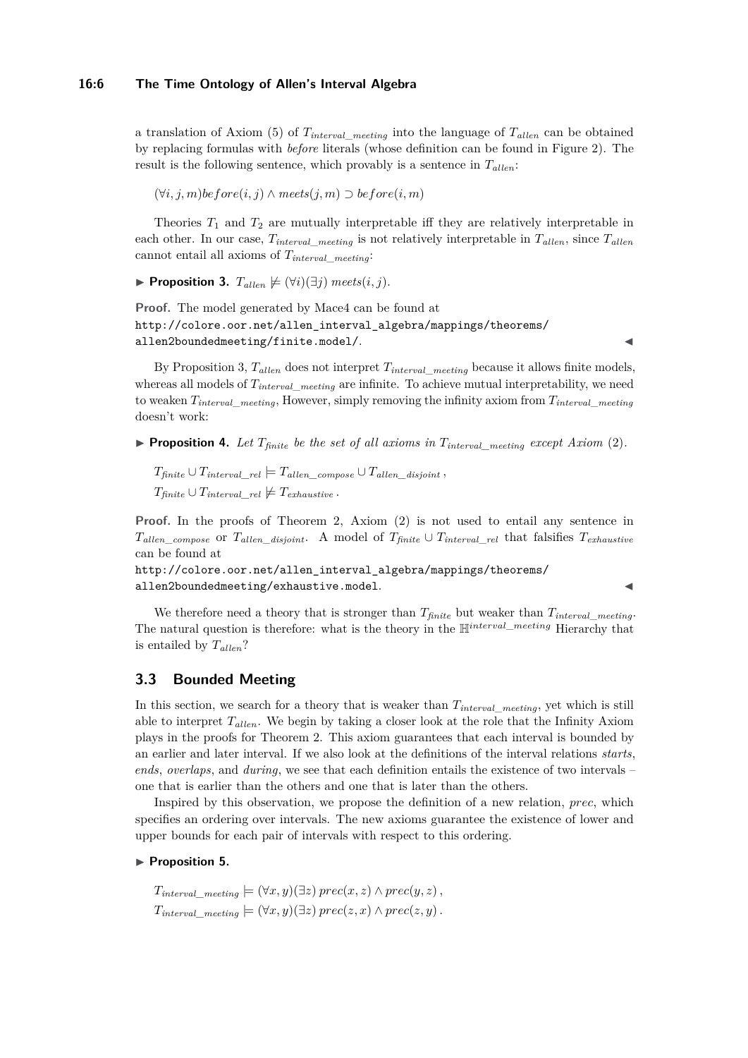a translation of Axiom (5) of $T_{interval\_meeting}$ into the language of $T_{allen}$ can be obtained by replacing formulas with *before* literals (whose definition can be found in Figure 2). The result is the following sentence, which provably is a sentence in $T_{allen}$:

$$(\forall i, j, m) before(i, j) \wedge meets(j, m) \supset before(i, m)$$

Theories $T_1$ and $T_2$ are mutually interpretable iff they are relatively interpretable in each other. In our case, $T_{interval\_meeting}$ is not relatively interpretable in $T_{allen}$, since $T_{allen}$ cannot entail all axioms of $T_{interval\_meeting}$:

▶ **Proposition 3.** $T_{allen} \not\models (\forall i)(\exists j)\; meets(i, j)$.

**Proof.** The model generated by Mace4 can be found at
`http://colore.oor.net/allen_interval_algebra/mappings/theorems/allen2boundedmeeting/finite.model/`. ◀

By Proposition 3, $T_{allen}$ does not interpret $T_{interval\_meeting}$ because it allows finite models, whereas all models of $T_{interval\_meeting}$ are infinite. To achieve mutual interpretability, we need to weaken $T_{interval\_meeting}$, However, simply removing the infinity axiom from $T_{interval\_meeting}$ doesn't work:

▶ **Proposition 4.** *Let $T_{finite}$ be the set of all axioms in $T_{interval\_meeting}$ except Axiom (2).*

$$T_{finite} \cup T_{interval\_rel} \models T_{allen\_compose} \cup T_{allen\_disjoint}\,,$$
$$T_{finite} \cup T_{interval\_rel} \not\models T_{exhaustive}\,.$$

**Proof.** In the proofs of Theorem 2, Axiom (2) is not used to entail any sentence in $T_{allen\_compose}$ or $T_{allen\_disjoint}$. A model of $T_{finite} \cup T_{interval\_rel}$ that falsifies $T_{exhaustive}$ can be found at
`http://colore.oor.net/allen_interval_algebra/mappings/theorems/allen2boundedmeeting/exhaustive.model`. ◀

We therefore need a theory that is stronger than $T_{finite}$ but weaker than $T_{interval\_meeting}$. The natural question is therefore: what is the theory in the $\mathbb{H}^{interval\_meeting}$ Hierarchy that is entailed by $T_{allen}$?

## 3.3 Bounded Meeting

In this section, we search for a theory that is weaker than $T_{interval\_meeting}$, yet which is still able to interpret $T_{allen}$. We begin by taking a closer look at the role that the Infinity Axiom plays in the proofs for Theorem 2. This axiom guarantees that each interval is bounded by an earlier and later interval. If we also look at the definitions of the interval relations *starts*, *ends*, *overlaps*, and *during*, we see that each definition entails the existence of two intervals – one that is earlier than the others and one that is later than the others.

Inspired by this observation, we propose the definition of a new relation, *prec*, which specifies an ordering over intervals. The new axioms guarantee the existence of lower and upper bounds for each pair of intervals with respect to this ordering.

▶ **Proposition 5.**

$$T_{interval\_meeting} \models (\forall x, y)(\exists z)\; prec(x, z) \wedge prec(y, z)\,,$$
$$T_{interval\_meeting} \models (\forall x, y)(\exists z)\; prec(z, x) \wedge prec(z, y)\,.$$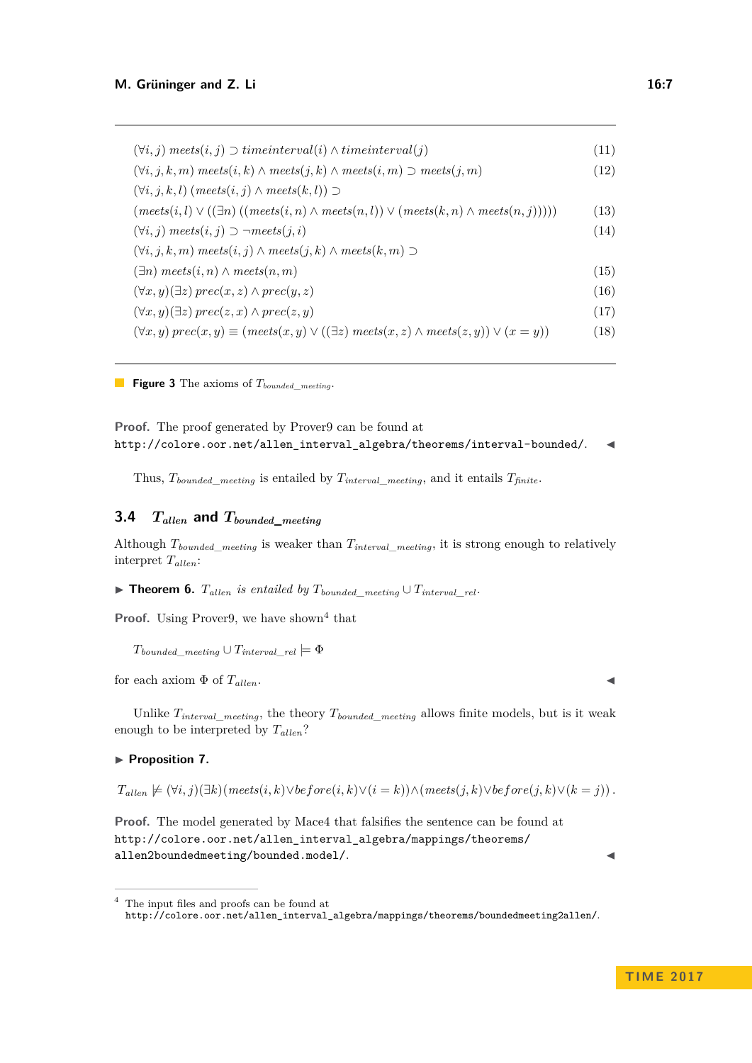$$(\forall i, j)\ meets(i, j) \supset timeinterval(i) \wedge timeinterval(j) \tag{11}$$

$$(\forall i, j, k, m)\ meets(i, k) \wedge meets(j, k) \wedge meets(i, m) \supset meets(j, m) \tag{12}$$

$$(\forall i, j, k, l)\ (meets(i, j) \wedge meets(k, l)) \supset$$
$$(meets(i, l) \vee ((\exists n)\ ((meets(i, n) \wedge meets(n, l)) \vee (meets(k, n) \wedge meets(n, j))))) \tag{13}$$

$$(\forall i, j)\ meets(i, j) \supset \neg meets(j, i) \tag{14}$$

$$(\forall i, j, k, m)\ meets(i, j) \wedge meets(j, k) \wedge meets(k, m) \supset$$
$$(\exists n)\ meets(i, n) \wedge meets(n, m) \tag{15}$$

$$(\forall x, y)(\exists z)\ prec(x, z) \wedge prec(y, z) \tag{16}$$

$$(\forall x, y)(\exists z)\ prec(z, x) \wedge prec(z, y) \tag{17}$$

$$(\forall x, y)\ prec(x, y) \equiv (meets(x, y) \vee ((\exists z)\ meets(x, z) \wedge meets(z, y)) \vee (x = y)) \tag{18}$$

**Figure 3** The axioms of $T_{bounded\_meeting}$.

**Proof.** The proof generated by Prover9 can be found at
http://colore.oor.net/allen_interval_algebra/theorems/interval-bounded/. ◀

Thus, $T_{bounded\_meeting}$ is entailed by $T_{interval\_meeting}$, and it entails $T_{finite}$.

## 3.4 $T_{allen}$ and $T_{bounded\_meeting}$

Although $T_{bounded\_meeting}$ is weaker than $T_{interval\_meeting}$, it is strong enough to relatively interpret $T_{allen}$:

▶ **Theorem 6.** *$T_{allen}$ is entailed by $T_{bounded\_meeting} \cup T_{interval\_rel}$.*

**Proof.** Using Prover9, we have shown[4] that

$$T_{bounded\_meeting} \cup T_{interval\_rel} \models \Phi$$

for each axiom $\Phi$ of $T_{allen}$. ◀

Unlike $T_{interval\_meeting}$, the theory $T_{bounded\_meeting}$ allows finite models, but is it weak enough to be interpreted by $T_{allen}$?

▶ **Proposition 7.**

$$T_{allen} \not\models (\forall i, j)(\exists k)(meets(i, k) \vee before(i, k) \vee (i = k)) \wedge (meets(j, k) \vee before(j, k) \vee (k = j)).$$

**Proof.** The model generated by Mace4 that falsifies the sentence can be found at
http://colore.oor.net/allen_interval_algebra/mappings/theorems/allen2boundedmeeting/bounded.model/. ◀

[4] The input files and proofs can be found at
http://colore.oor.net/allen_interval_algebra/mappings/theorems/boundedmeeting2allen/.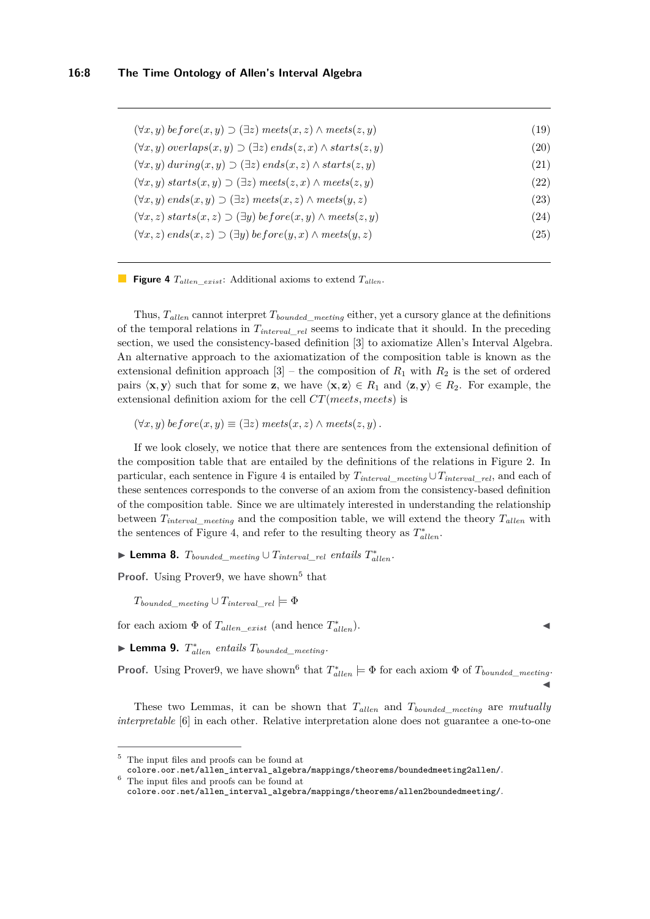$$(\forall x, y)\ before(x, y) \supset (\exists z)\ meets(x, z) \wedge meets(z, y) \tag{19}$$

$$(\forall x, y)\ overlaps(x, y) \supset (\exists z)\ ends(z, x) \wedge starts(z, y) \tag{20}$$

$$(\forall x, y)\ during(x, y) \supset (\exists z)\ ends(z, x) \wedge starts(z, y) \tag{21}$$

$$(\forall x, y)\ starts(x, y) \supset (\exists z)\ meets(z, x) \wedge meets(z, y) \tag{22}$$

$$(\forall x, y)\ ends(x, y) \supset (\exists z)\ meets(x, z) \wedge meets(y, z) \tag{23}$$

$$(\forall x, z)\ starts(x, z) \supset (\exists y)\ before(x, y) \wedge meets(z, y) \tag{24}$$

$$(\forall x, z)\ ends(x, z) \supset (\exists y)\ before(y, x) \wedge meets(y, z) \tag{25}$$

**Figure 4** $T_{allen\_exist}$: Additional axioms to extend $T_{allen}$.

Thus, $T_{allen}$ cannot interpret $T_{bounded\_meeting}$ either, yet a cursory glance at the definitions of the temporal relations in $T_{interval\_rel}$ seems to indicate that it should. In the preceding section, we used the consistency-based definition [3] to axiomatize Allen's Interval Algebra. An alternative approach to the axiomatization of the composition table is known as the extensional definition approach [3] – the composition of $R_1$ with $R_2$ is the set of ordered pairs $\langle \mathbf{x}, \mathbf{y} \rangle$ such that for some $\mathbf{z}$, we have $\langle \mathbf{x}, \mathbf{z} \rangle \in R_1$ and $\langle \mathbf{z}, \mathbf{y} \rangle \in R_2$. For example, the extensional definition axiom for the cell $CT(meets, meets)$ is

$$(\forall x, y)\ before(x, y) \equiv (\exists z)\ meets(x, z) \wedge meets(z, y)\,.$$

If we look closely, we notice that there are sentences from the extensional definition of the composition table that are entailed by the definitions of the relations in Figure 2. In particular, each sentence in Figure 4 is entailed by $T_{interval\_meeting} \cup T_{interval\_rel}$, and each of these sentences corresponds to the converse of an axiom from the consistency-based definition of the composition table. Since we are ultimately interested in understanding the relationship between $T_{interval\_meeting}$ and the composition table, we will extend the theory $T_{allen}$ with the sentences of Figure 4, and refer to the resulting theory as $T^*_{allen}$.

▶ **Lemma 8.** *$T_{bounded\_meeting} \cup T_{interval\_rel}$ entails $T^*_{allen}$.*

**Proof.** Using Prover9, we have shown[5] that

$$T_{bounded\_meeting} \cup T_{interval\_rel} \models \Phi$$

for each axiom $\Phi$ of $T_{allen\_exist}$ (and hence $T^*_{allen}$). ◀

▶ **Lemma 9.** *$T^*_{allen}$ entails $T_{bounded\_meeting}$.*

**Proof.** Using Prover9, we have shown[6] that $T^*_{allen} \models \Phi$ for each axiom $\Phi$ of $T_{bounded\_meeting}$. ◀

These two Lemmas, it can be shown that $T_{allen}$ and $T_{bounded\_meeting}$ are *mutually interpretable* [6] in each other. Relative interpretation alone does not guarantee a one-to-one

---

[5] The input files and proofs can be found at `colore.oor.net/allen_interval_algebra/mappings/theorems/boundedmeeting2allen/`.

[6] The input files and proofs can be found at `colore.oor.net/allen_interval_algebra/mappings/theorems/allen2boundedmeeting/`.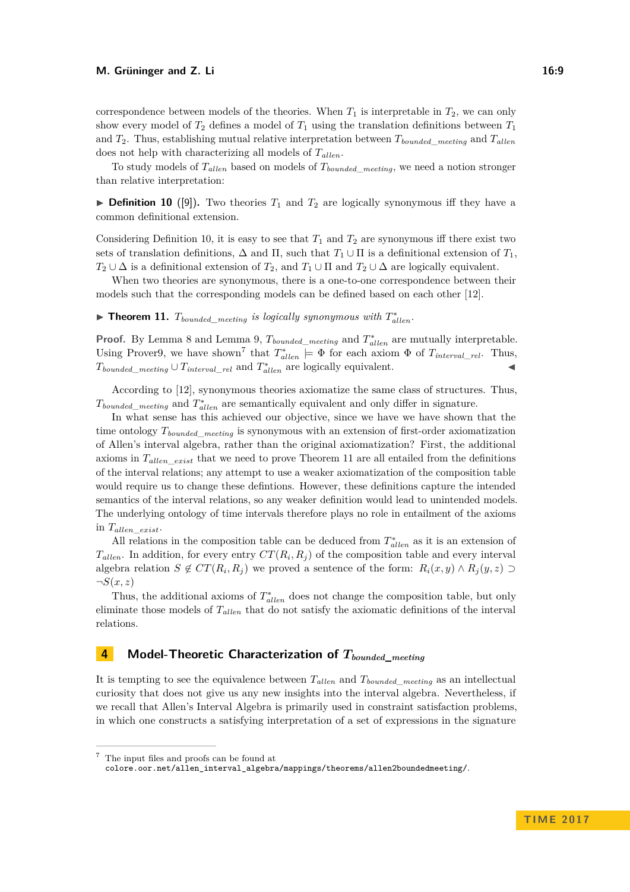correspondence between models of the theories. When $T_1$ is interpretable in $T_2$, we can only show every model of $T_2$ defines a model of $T_1$ using the translation definitions between $T_1$ and $T_2$. Thus, establishing mutual relative interpretation between $T_{bounded\_meeting}$ and $T_{allen}$ does not help with characterizing all models of $T_{allen}$.

To study models of $T_{allen}$ based on models of $T_{bounded\_meeting}$, we need a notion stronger than relative interpretation:

▶ **Definition 10** ([9]). Two theories $T_1$ and $T_2$ are logically synonymous iff they have a common definitional extension.

Considering Definition 10, it is easy to see that $T_1$ and $T_2$ are synonymous iff there exist two sets of translation definitions, $\Delta$ and $\Pi$, such that $T_1 \cup \Pi$ is a definitional extension of $T_1$, $T_2 \cup \Delta$ is a definitional extension of $T_2$, and $T_1 \cup \Pi$ and $T_2 \cup \Delta$ are logically equivalent.

When two theories are synonymous, there is a one-to-one correspondence between their models such that the corresponding models can be defined based on each other [12].

▶ **Theorem 11.** *$T_{bounded\_meeting}$ is logically synonymous with $T^*_{allen}$.*

**Proof.** By Lemma 8 and Lemma 9, $T_{bounded\_meeting}$ and $T^*_{allen}$ are mutually interpretable. Using Prover9, we have shown[7] that $T^*_{allen} \models \Phi$ for each axiom $\Phi$ of $T_{interval\_rel}$. Thus, $T_{bounded\_meeting} \cup T_{interval\_rel}$ and $T^*_{allen}$ are logically equivalent. ◀

According to [12], synonymous theories axiomatize the same class of structures. Thus, $T_{bounded\_meeting}$ and $T^*_{allen}$ are semantically equivalent and only differ in signature.

In what sense has this achieved our objective, since we have we have shown that the time ontology $T_{bounded\_meeting}$ is synonymous with an extension of first-order axiomatization of Allen's interval algebra, rather than the original axiomatization? First, the additional axioms in $T_{allen\_exist}$ that we need to prove Theorem 11 are all entailed from the definitions of the interval relations; any attempt to use a weaker axiomatization of the composition table would require us to change these defintions. However, these definitions capture the intended semantics of the interval relations, so any weaker definition would lead to unintended models. The underlying ontology of time intervals therefore plays no role in entailment of the axioms in $T_{allen\_exist}$.

All relations in the composition table can be deduced from $T^*_{allen}$ as it is an extension of $T_{allen}$. In addition, for every entry $CT(R_i, R_j)$ of the composition table and every interval algebra relation $S \notin CT(R_i, R_j)$ we proved a sentence of the form: $R_i(x, y) \wedge R_j(y, z) \supset \neg S(x, z)$

Thus, the additional axioms of $T^*_{allen}$ does not change the composition table, but only eliminate those models of $T_{allen}$ that do not satisfy the axiomatic definitions of the interval relations.

## 4 Model-Theoretic Characterization of $T_{bounded\_meeting}$

It is tempting to see the equivalence between $T_{allen}$ and $T_{bounded\_meeting}$ as an intellectual curiosity that does not give us any new insights into the interval algebra. Nevertheless, if we recall that Allen's Interval Algebra is primarily used in constraint satisfaction problems, in which one constructs a satisfying interpretation of a set of expressions in the signature

---

[7] The input files and proofs can be found at colore.oor.net/allen_interval_algebra/mappings/theorems/allen2boundedmeeting/.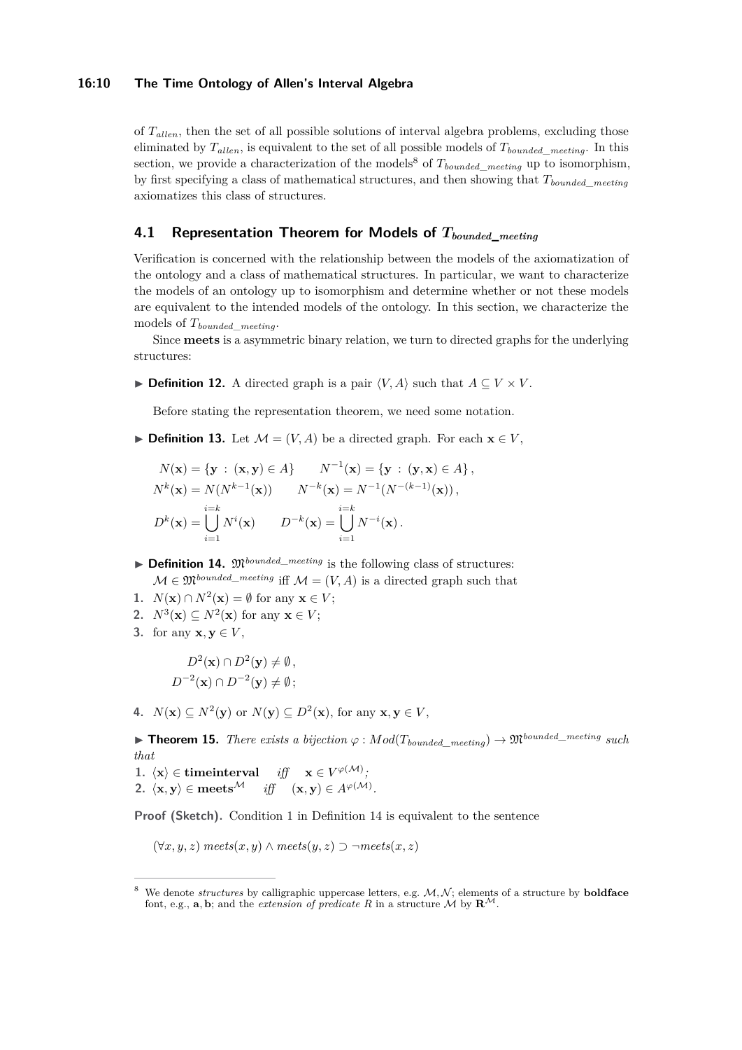of $T_{allen}$, then the set of all possible solutions of interval algebra problems, excluding those eliminated by $T_{allen}$, is equivalent to the set of all possible models of $T_{bounded\_meeting}$. In this section, we provide a characterization of the models[8] of $T_{bounded\_meeting}$ up to isomorphism, by first specifying a class of mathematical structures, and then showing that $T_{bounded\_meeting}$ axiomatizes this class of structures.

## 4.1 Representation Theorem for Models of $T_{bounded\_meeting}$

Verification is concerned with the relationship between the models of the axiomatization of the ontology and a class of mathematical structures. In particular, we want to characterize the models of an ontology up to isomorphism and determine whether or not these models are equivalent to the intended models of the ontology. In this section, we characterize the models of $T_{bounded\_meeting}$.

Since **meets** is a asymmetric binary relation, we turn to directed graphs for the underlying structures:

▶ **Definition 12.** A directed graph is a pair $\langle V, A\rangle$ such that $A \subseteq V \times V$.

Before stating the representation theorem, we need some notation.

▶ **Definition 13.** Let $\mathcal{M} = (V, A)$ be a directed graph. For each $\mathbf{x} \in V$,

$$N(\mathbf{x}) = \{\mathbf{y} : (\mathbf{x}, \mathbf{y}) \in A\} \qquad N^{-1}(\mathbf{x}) = \{\mathbf{y} : (\mathbf{y}, \mathbf{x}) \in A\},$$
$$N^k(\mathbf{x}) = N(N^{k-1}(\mathbf{x})) \qquad N^{-k}(\mathbf{x}) = N^{-1}(N^{-(k-1)}(\mathbf{x})),$$
$$D^k(\mathbf{x}) = \bigcup_{i=1}^{i=k} N^i(\mathbf{x}) \qquad D^{-k}(\mathbf{x}) = \bigcup_{i=1}^{i=k} N^{-i}(\mathbf{x}).$$

▶ **Definition 14.** $\mathfrak{M}^{bounded\_meeting}$ is the following class of structures:
$\mathcal{M} \in \mathfrak{M}^{bounded\_meeting}$ iff $\mathcal{M} = (V, A)$ is a directed graph such that

1. $N(\mathbf{x}) \cap N^2(\mathbf{x}) = \emptyset$ for any $\mathbf{x} \in V$;
2. $N^3(\mathbf{x}) \subseteq N^2(\mathbf{x})$ for any $\mathbf{x} \in V$;
3. for any $\mathbf{x}, \mathbf{y} \in V$,

$$D^2(\mathbf{x}) \cap D^2(\mathbf{y}) \neq \emptyset,$$
$$D^{-2}(\mathbf{x}) \cap D^{-2}(\mathbf{y}) \neq \emptyset;$$

4. $N(\mathbf{x}) \subseteq N^2(\mathbf{y})$ or $N(\mathbf{y}) \subseteq D^2(\mathbf{x})$, for any $\mathbf{x}, \mathbf{y} \in V$,

▶ **Theorem 15.** *There exists a bijection $\varphi : Mod(T_{bounded\_meeting}) \to \mathfrak{M}^{bounded\_meeting}$ such that*

1. $\langle \mathbf{x}\rangle \in \mathbf{timeinterval}$ *iff* $\mathbf{x} \in V^{\varphi(\mathcal{M})}$*;*
2. $\langle \mathbf{x}, \mathbf{y}\rangle \in \mathbf{meets}^{\mathcal{M}}$ *iff* $(\mathbf{x}, \mathbf{y}) \in A^{\varphi(\mathcal{M})}$.

**Proof (Sketch).** Condition 1 in Definition 14 is equivalent to the sentence

$$(\forall x, y, z)\ meets(x, y) \wedge meets(y, z) \supset \neg meets(x, z)$$

[8] We denote *structures* by calligraphic uppercase letters, e.g. $\mathcal{M}, \mathcal{N}$; elements of a structure by **boldface** font, e.g., $\mathbf{a}, \mathbf{b}$; and the *extension of predicate* $R$ in a structure $\mathcal{M}$ by $\mathbf{R}^{\mathcal{M}}$.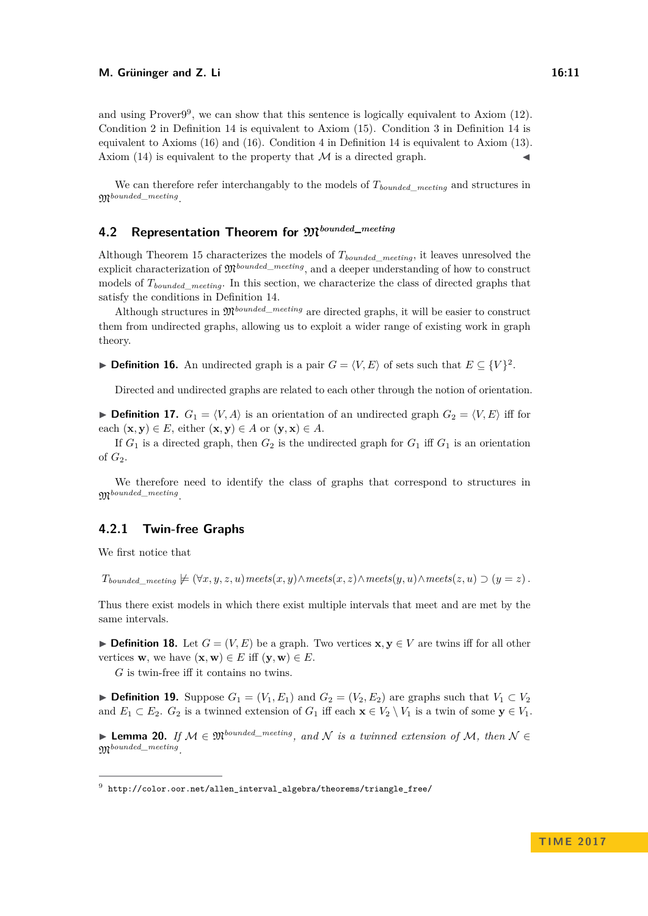and using Prover9[9], we can show that this sentence is logically equivalent to Axiom (12). Condition 2 in Definition 14 is equivalent to Axiom (15). Condition 3 in Definition 14 is equivalent to Axioms (16) and (16). Condition 4 in Definition 14 is equivalent to Axiom (13). Axiom (14) is equivalent to the property that $\mathcal{M}$ is a directed graph. ◀

We can therefore refer interchangably to the models of $T_{bounded\_meeting}$ and structures in $\mathfrak{M}^{bounded\_meeting}$.

## 4.2 Representation Theorem for $\mathfrak{M}^{bounded\_meeting}$

Although Theorem 15 characterizes the models of $T_{bounded\_meeting}$, it leaves unresolved the explicit characterization of $\mathfrak{M}^{bounded\_meeting}$, and a deeper understanding of how to construct models of $T_{bounded\_meeting}$. In this section, we characterize the class of directed graphs that satisfy the conditions in Definition 14.

Although structures in $\mathfrak{M}^{bounded\_meeting}$ are directed graphs, it will be easier to construct them from undirected graphs, allowing us to exploit a wider range of existing work in graph theory.

▶ **Definition 16.** An undirected graph is a pair $G = \langle V, E \rangle$ of sets such that $E \subseteq \{V\}^2$.

Directed and undirected graphs are related to each other through the notion of orientation.

▶ **Definition 17.** $G_1 = \langle V, A \rangle$ is an orientation of an undirected graph $G_2 = \langle V, E \rangle$ iff for each $(\mathbf{x}, \mathbf{y}) \in E$, either $(\mathbf{x}, \mathbf{y}) \in A$ or $(\mathbf{y}, \mathbf{x}) \in A$.

If $G_1$ is a directed graph, then $G_2$ is the undirected graph for $G_1$ iff $G_1$ is an orientation of $G_2$.

We therefore need to identify the class of graphs that correspond to structures in $\mathfrak{M}^{bounded\_meeting}$.

### 4.2.1 Twin-free Graphs

We first notice that

$$T_{bounded\_meeting} \not\models (\forall x, y, z, u)\, meets(x, y) \wedge meets(x, z) \wedge meets(y, u) \wedge meets(z, u) \supset (y = z)\,.$$

Thus there exist models in which there exist multiple intervals that meet and are met by the same intervals.

▶ **Definition 18.** Let $G = (V, E)$ be a graph. Two vertices $\mathbf{x}, \mathbf{y} \in V$ are twins iff for all other vertices $\mathbf{w}$, we have $(\mathbf{x}, \mathbf{w}) \in E$ iff $(\mathbf{y}, \mathbf{w}) \in E$.

$G$ is twin-free iff it contains no twins.

▶ **Definition 19.** Suppose $G_1 = (V_1, E_1)$ and $G_2 = (V_2, E_2)$ are graphs such that $V_1 \subset V_2$ and $E_1 \subset E_2$. $G_2$ is a twinned extension of $G_1$ iff each $\mathbf{x} \in V_2 \setminus V_1$ is a twin of some $\mathbf{y} \in V_1$.

▶ **Lemma 20.** *If $\mathcal{M} \in \mathfrak{M}^{bounded\_meeting}$, and $\mathcal{N}$ is a twinned extension of $\mathcal{M}$, then $\mathcal{N} \in \mathfrak{M}^{bounded\_meeting}$.*

[9] http://color.oor.net/allen_interval_algebra/theorems/triangle_free/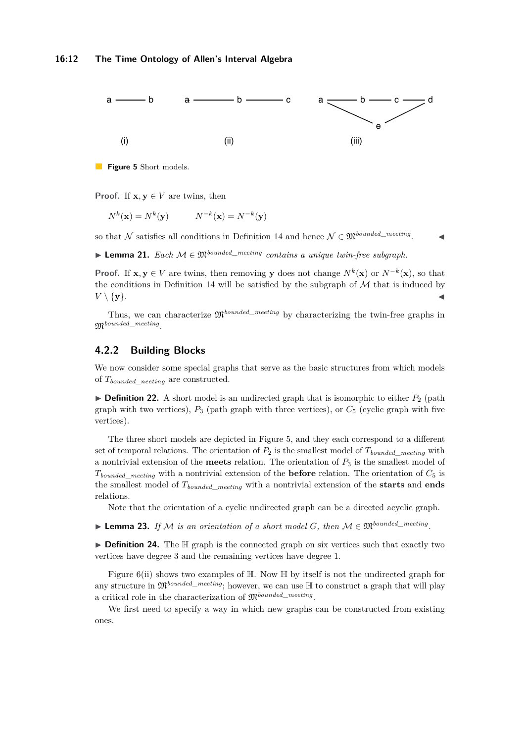Figure 5 Short models.

**Proof.** If $\mathbf{x}, \mathbf{y} \in V$ are twins, then

$$N^k(\mathbf{x}) = N^k(\mathbf{y}) \qquad N^{-k}(\mathbf{x}) = N^{-k}(\mathbf{y})$$

so that $\mathcal{N}$ satisfies all conditions in Definition 14 and hence $\mathcal{N} \in \mathfrak{M}^{bounded\_meeting}$. ◀

▶ **Lemma 21.** *Each $\mathcal{M} \in \mathfrak{M}^{bounded\_meeting}$ contains a unique twin-free subgraph.*

**Proof.** If $\mathbf{x}, \mathbf{y} \in V$ are twins, then removing $\mathbf{y}$ does not change $N^k(\mathbf{x})$ or $N^{-k}(\mathbf{x})$, so that the conditions in Definition 14 will be satisfied by the subgraph of $\mathcal{M}$ that is induced by $V \setminus \{\mathbf{y}\}$. ◀

Thus, we can characterize $\mathfrak{M}^{bounded\_meeting}$ by characterizing the twin-free graphs in $\mathfrak{M}^{bounded\_meeting}$.

### 4.2.2 Building Blocks

We now consider some special graphs that serve as the basic structures from which models of $T_{bounded\_neeting}$ are constructed.

▶ **Definition 22.** A short model is an undirected graph that is isomorphic to either $P_2$ (path graph with two vertices), $P_3$ (path graph with three vertices), or $C_5$ (cyclic graph with five vertices).

The three short models are depicted in Figure 5, and they each correspond to a different set of temporal relations. The orientation of $P_2$ is the smallest model of $T_{bounded\_meeting}$ with a nontrivial extension of the **meets** relation. The orientation of $P_3$ is the smallest model of $T_{bounded\_meeting}$ with a nontrivial extension of the **before** relation. The orientation of $C_5$ is the smallest model of $T_{bounded\_meeting}$ with a nontrivial extension of the **starts** and **ends** relations.

Note that the orientation of a cyclic undirected graph can be a directed acyclic graph.

▶ **Lemma 23.** *If $\mathcal{M}$ is an orientation of a short model $G$, then $\mathcal{M} \in \mathfrak{M}^{bounded\_meeting}$.*

▶ **Definition 24.** The $\mathbb{H}$ graph is the connected graph on six vertices such that exactly two vertices have degree 3 and the remaining vertices have degree 1.

Figure 6(ii) shows two examples of $\mathbb{H}$. Now $\mathbb{H}$ by itself is not the undirected graph for any structure in $\mathfrak{M}^{bounded\_meeting}$; however, we can use $\mathbb{H}$ to construct a graph that will play a critical role in the characterization of $\mathfrak{M}^{bounded\_meeting}$.

We first need to specify a way in which new graphs can be constructed from existing ones.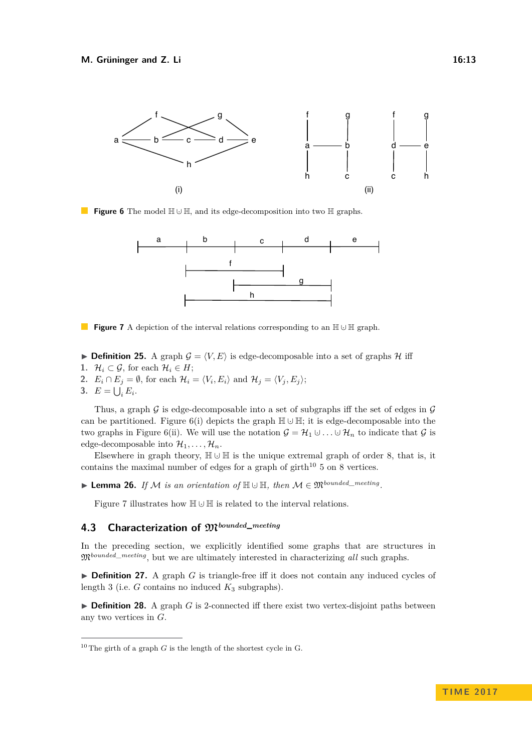**Figure 6** The model $\mathbb{H} \uplus \mathbb{H}$, and its edge-decomposition into two $\mathbb{H}$ graphs.

**Figure 7** A depiction of the interval relations corresponding to an $\mathbb{H} \uplus \mathbb{H}$ graph.

▶ **Definition 25.** A graph $\mathcal{G} = \langle V, E \rangle$ is edge-decomposable into a set of graphs $\mathcal{H}$ iff

1. $\mathcal{H}_i \subset \mathcal{G}$, for each $\mathcal{H}_i \in H$;
2. $E_i \cap E_j = \emptyset$, for each $\mathcal{H}_i = \langle V_i, E_i \rangle$ and $\mathcal{H}_j = \langle V_j, E_j \rangle$;
3. $E = \bigcup_i E_i$.

Thus, a graph $\mathcal{G}$ is edge-decomposable into a set of subgraphs iff the set of edges in $\mathcal{G}$ can be partitioned. Figure 6(i) depicts the graph $\mathbb{H} \uplus \mathbb{H}$; it is edge-decomposable into the two graphs in Figure 6(ii). We will use the notation $\mathcal{G} = \mathcal{H}_1 \uplus \ldots \uplus \mathcal{H}_n$ to indicate that $\mathcal{G}$ is edge-decomposable into $\mathcal{H}_1, \ldots, \mathcal{H}_n$.

Elsewhere in graph theory, $\mathbb{H} \uplus \mathbb{H}$ is the unique extremal graph of order 8, that is, it contains the maximal number of edges for a graph of girth[10] 5 on 8 vertices.

▶ **Lemma 26.** *If $\mathcal{M}$ is an orientation of $\mathbb{H} \uplus \mathbb{H}$, then $\mathcal{M} \in \mathfrak{M}^{bounded\_meeting}$.*

Figure 7 illustrates how $\mathbb{H} \uplus \mathbb{H}$ is related to the interval relations.

## 4.3 Characterization of $\mathfrak{M}^{bounded\_meeting}$

In the preceding section, we explicitly identified some graphs that are structures in $\mathfrak{M}^{bounded\_meeting}$, but we are ultimately interested in characterizing *all* such graphs.

▶ **Definition 27.** A graph $G$ is triangle-free iff it does not contain any induced cycles of length 3 (i.e. $G$ contains no induced $K_3$ subgraphs).

▶ **Definition 28.** A graph $G$ is 2-connected iff there exist two vertex-disjoint paths between any two vertices in $G$.

[10] The girth of a graph $G$ is the length of the shortest cycle in G.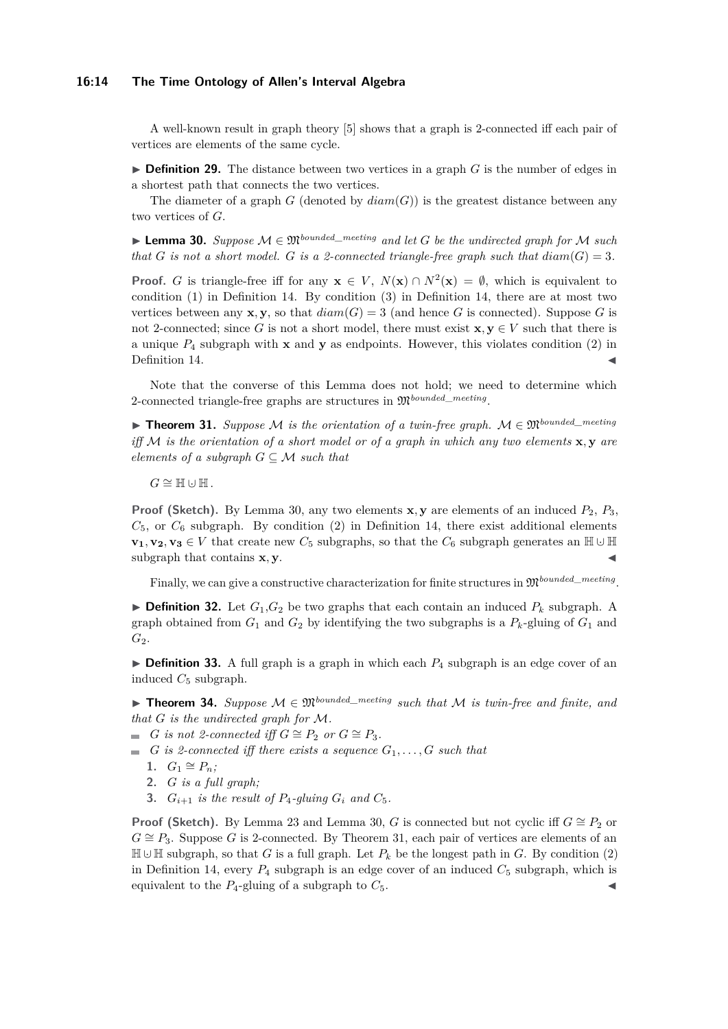A well-known result in graph theory [5] shows that a graph is 2-connected iff each pair of vertices are elements of the same cycle.

▶ **Definition 29.** The distance between two vertices in a graph $G$ is the number of edges in a shortest path that connects the two vertices.

The diameter of a graph $G$ (denoted by $diam(G)$) is the greatest distance between any two vertices of $G$.

▶ **Lemma 30.** *Suppose $\mathcal{M} \in \mathfrak{M}^{bounded\_meeting}$ and let $G$ be the undirected graph for $\mathcal{M}$ such that $G$ is not a short model. $G$ is a 2-connected triangle-free graph such that $diam(G) = 3$.*

**Proof.** $G$ is triangle-free iff for any $\mathbf{x} \in V$, $N(\mathbf{x}) \cap N^2(\mathbf{x}) = \emptyset$, which is equivalent to condition (1) in Definition 14. By condition (3) in Definition 14, there are at most two vertices between any $\mathbf{x}, \mathbf{y}$, so that $diam(G) = 3$ (and hence $G$ is connected). Suppose $G$ is not 2-connected; since $G$ is not a short model, there must exist $\mathbf{x}, \mathbf{y} \in V$ such that there is a unique $P_4$ subgraph with $\mathbf{x}$ and $\mathbf{y}$ as endpoints. However, this violates condition (2) in Definition 14. ◀

Note that the converse of this Lemma does not hold; we need to determine which 2-connected triangle-free graphs are structures in $\mathfrak{M}^{bounded\_meeting}$.

▶ **Theorem 31.** *Suppose $\mathcal{M}$ is the orientation of a twin-free graph. $\mathcal{M} \in \mathfrak{M}^{bounded\_meeting}$ iff $\mathcal{M}$ is the orientation of a short model or of a graph in which any two elements $\mathbf{x}, \mathbf{y}$ are elements of a subgraph $G \subseteq \mathcal{M}$ such that*

$$G \cong \mathbb{H} \cup \mathbb{H}.$$

**Proof (Sketch).** By Lemma 30, any two elements $\mathbf{x}, \mathbf{y}$ are elements of an induced $P_2$, $P_3$, $C_5$, or $C_6$ subgraph. By condition (2) in Definition 14, there exist additional elements $\mathbf{v_1}, \mathbf{v_2}, \mathbf{v_3} \in V$ that create new $C_5$ subgraphs, so that the $C_6$ subgraph generates an $\mathbb{H} \cup \mathbb{H}$ subgraph that contains $\mathbf{x}, \mathbf{y}$. ◀

Finally, we can give a constructive characterization for finite structures in $\mathfrak{M}^{bounded\_meeting}$.

▶ **Definition 32.** Let $G_1$,$G_2$ be two graphs that each contain an induced $P_k$ subgraph. A graph obtained from $G_1$ and $G_2$ by identifying the two subgraphs is a $P_k$-gluing of $G_1$ and $G_2$.

▶ **Definition 33.** A full graph is a graph in which each $P_4$ subgraph is an edge cover of an induced $C_5$ subgraph.

▶ **Theorem 34.** *Suppose $\mathcal{M} \in \mathfrak{M}^{bounded\_meeting}$ such that $\mathcal{M}$ is twin-free and finite, and that $G$ is the undirected graph for $\mathcal{M}$.*

- *$G$ is not 2-connected iff $G \cong P_2$ or $G \cong P_3$.*
- *$G$ is 2-connected iff there exists a sequence $G_1, \ldots, G$ such that*
  1. *$G_1 \cong P_n$;*
  2. *$G$ is a full graph;*
  3. *$G_{i+1}$ is the result of $P_4$-gluing $G_i$ and $C_5$.*

**Proof (Sketch).** By Lemma 23 and Lemma 30, $G$ is connected but not cyclic iff $G \cong P_2$ or $G \cong P_3$. Suppose $G$ is 2-connected. By Theorem 31, each pair of vertices are elements of an $\mathbb{H} \cup \mathbb{H}$ subgraph, so that $G$ is a full graph. Let $P_k$ be the longest path in $G$. By condition (2) in Definition 14, every $P_4$ subgraph is an edge cover of an induced $C_5$ subgraph, which is equivalent to the $P_4$-gluing of a subgraph to $C_5$. ◀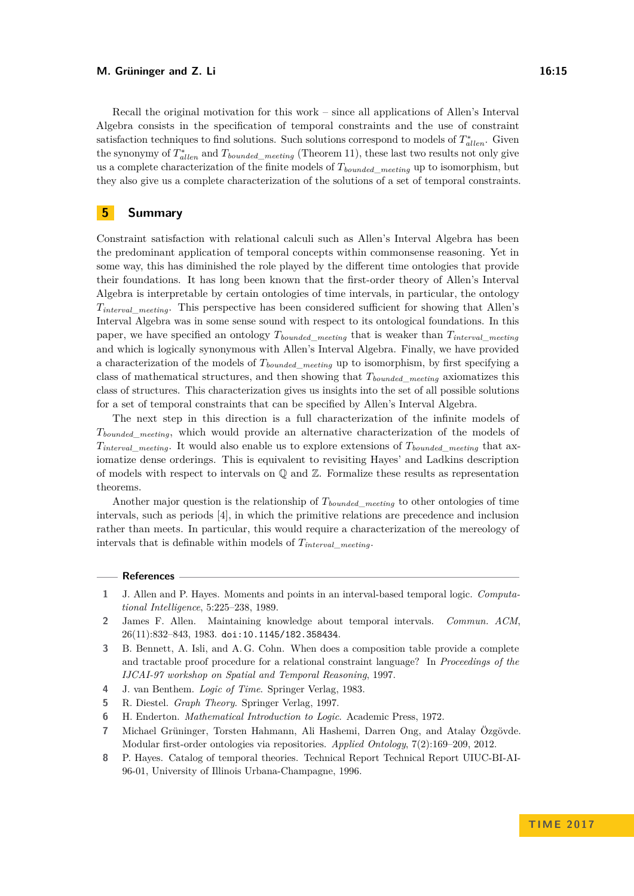Recall the original motivation for this work – since all applications of Allen's Interval Algebra consists in the specification of temporal constraints and the use of constraint satisfaction techniques to find solutions. Such solutions correspond to models of $T^*_{allen}$. Given the synonymy of $T^*_{allen}$ and $T_{bounded\_meeting}$ (Theorem 11), these last two results not only give us a complete characterization of the finite models of $T_{bounded\_meeting}$ up to isomorphism, but they also give us a complete characterization of the solutions of a set of temporal constraints.

## 5 Summary

Constraint satisfaction with relational calculi such as Allen's Interval Algebra has been the predominant application of temporal concepts within commonsense reasoning. Yet in some way, this has diminished the role played by the different time ontologies that provide their foundations. It has long been known that the first-order theory of Allen's Interval Algebra is interpretable by certain ontologies of time intervals, in particular, the ontology $T_{interval\_meeting}$. This perspective has been considered sufficient for showing that Allen's Interval Algebra was in some sense sound with respect to its ontological foundations. In this paper, we have specified an ontology $T_{bounded\_meeting}$ that is weaker than $T_{interval\_meeting}$ and which is logically synonymous with Allen's Interval Algebra. Finally, we have provided a characterization of the models of $T_{bounded\_meeting}$ up to isomorphism, by first specifying a class of mathematical structures, and then showing that $T_{bounded\_meeting}$ axiomatizes this class of structures. This characterization gives us insights into the set of all possible solutions for a set of temporal constraints that can be specified by Allen's Interval Algebra.

The next step in this direction is a full characterization of the infinite models of $T_{bounded\_meeting}$, which would provide an alternative characterization of the models of $T_{interval\_meeting}$. It would also enable us to explore extensions of $T_{bounded\_meeting}$ that axiomatize dense orderings. This is equivalent to revisiting Hayes' and Ladkins description of models with respect to intervals on $\mathbb{Q}$ and $\mathbb{Z}$. Formalize these results as representation theorems.

Another major question is the relationship of $T_{bounded\_meeting}$ to other ontologies of time intervals, such as periods [4], in which the primitive relations are precedence and inclusion rather than meets. In particular, this would require a characterization of the mereology of intervals that is definable within models of $T_{interval\_meeting}$.

## References

1. J. Allen and P. Hayes. Moments and points in an interval-based temporal logic. *Computational Intelligence*, 5:225–238, 1989.
2. James F. Allen. Maintaining knowledge about temporal intervals. *Commun. ACM*, 26(11):832–843, 1983. doi:10.1145/182.358434.
3. B. Bennett, A. Isli, and A. G. Cohn. When does a composition table provide a complete and tractable proof procedure for a relational constraint language? In *Proceedings of the IJCAI-97 workshop on Spatial and Temporal Reasoning*, 1997.
4. J. van Benthem. *Logic of Time*. Springer Verlag, 1983.
5. R. Diestel. *Graph Theory*. Springer Verlag, 1997.
6. H. Enderton. *Mathematical Introduction to Logic*. Academic Press, 1972.
7. Michael Grüninger, Torsten Hahmann, Ali Hashemi, Darren Ong, and Atalay Özgövde. Modular first-order ontologies via repositories. *Applied Ontology*, 7(2):169–209, 2012.
8. P. Hayes. Catalog of temporal theories. Technical Report Technical Report UIUC-BI-AI-96-01, University of Illinois Urbana-Champagne, 1996.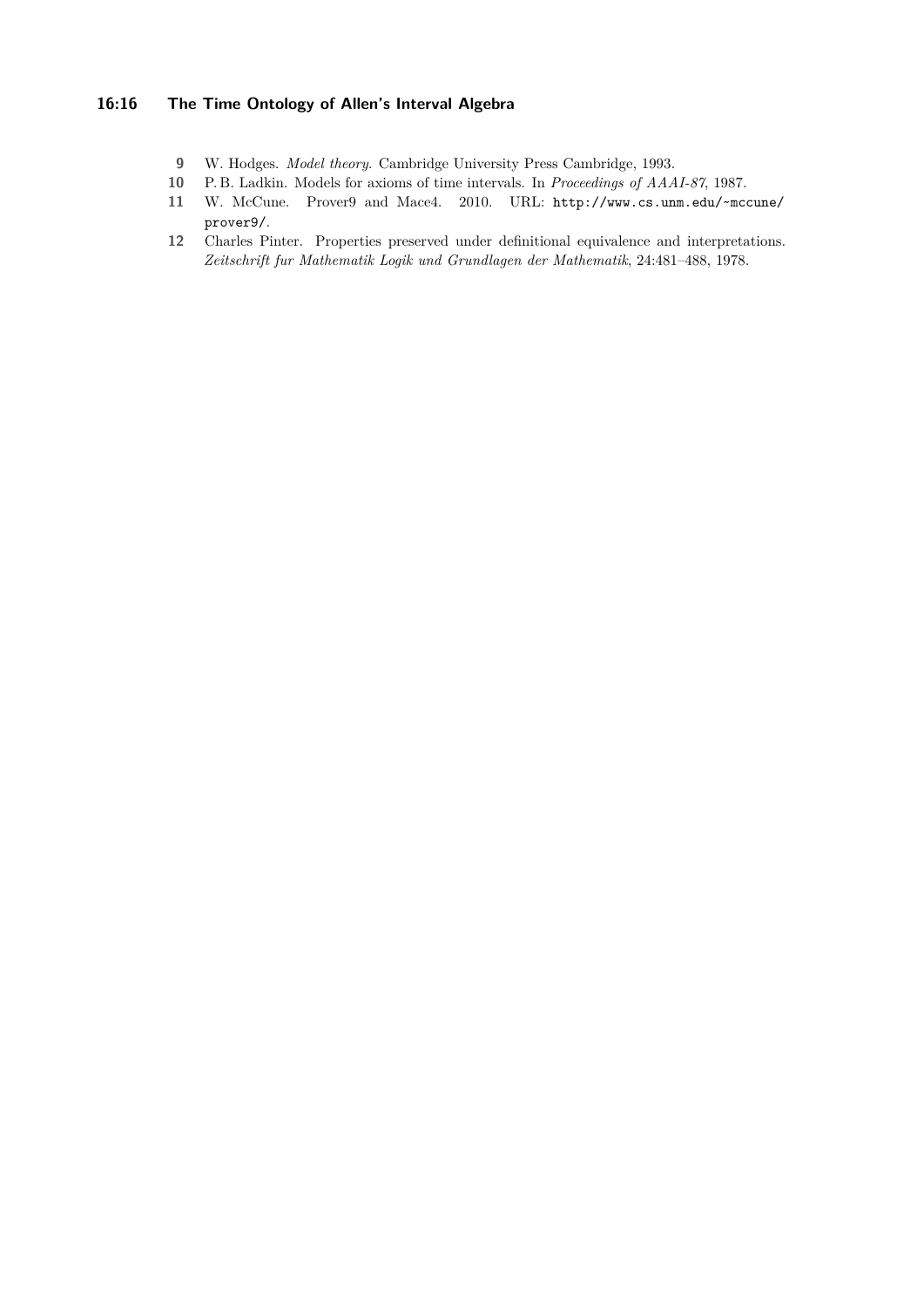9 W. Hodges. *Model theory*. Cambridge University Press Cambridge, 1993.

10 P. B. Ladkin. Models for axioms of time intervals. In *Proceedings of AAAI-87*, 1987.

11 W. McCune. Prover9 and Mace4. 2010. URL: `http://www.cs.unm.edu/~mccune/prover9/`.

12 Charles Pinter. Properties preserved under definitional equivalence and interpretations. *Zeitschrift fur Mathematik Logik und Grundlagen der Mathematik*, 24:481–488, 1978.